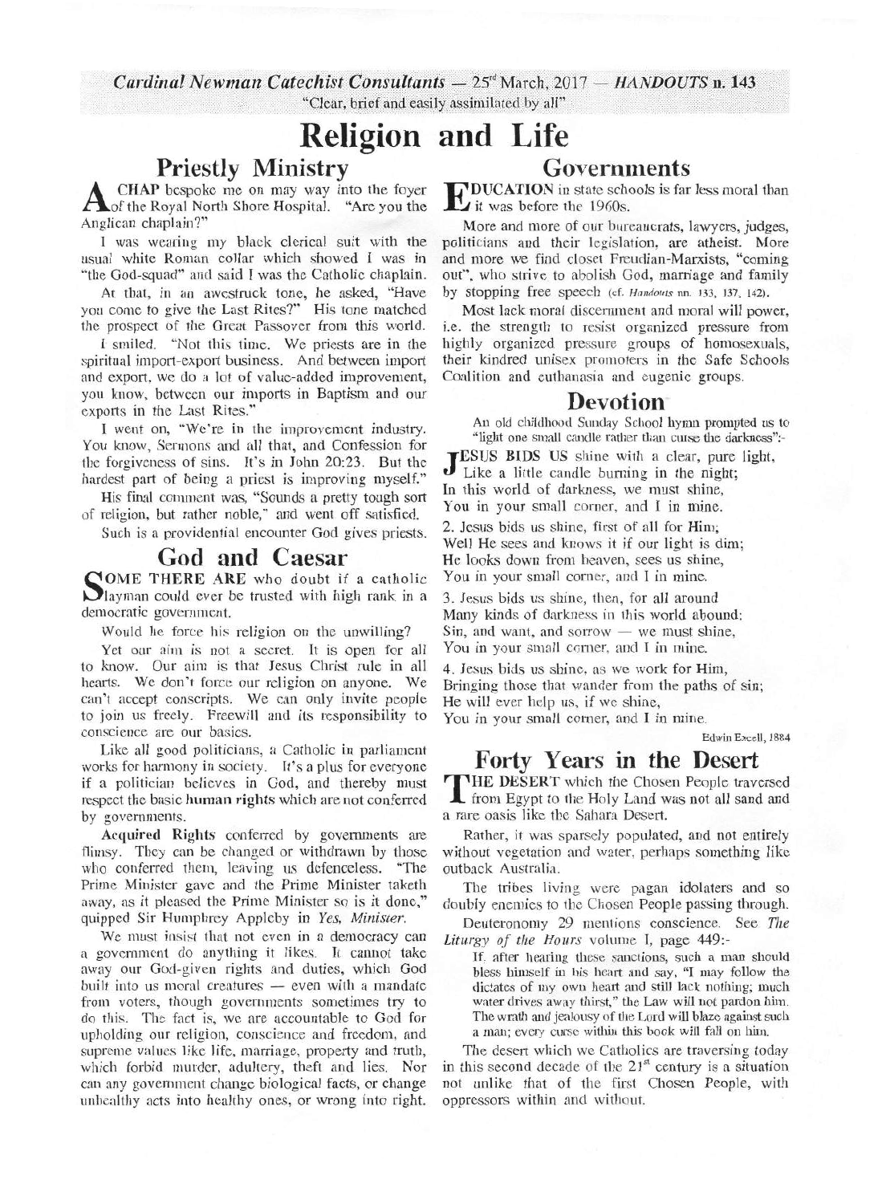*Cardinal Newman Catechist Consultants* — 25[rd] March, 2017 — *HANDOUTS* n. 143

"Clear, brief and easily assimilated by all"

# Religion and Life

## Priestly Ministry

A CHAP bespoke me on may way into the foyer of the Royal North Shore Hospital. "Are you the Anglican chaplain?"

I was wearing my black clerical suit with the usual white Roman collar which showed I was in "the God-squad" and said I was the Catholic chaplain.

At that, in an awestruck tone, he asked, "Have you come to give the Last Rites?" His tone matched the prospect of the Great Passover from this world.

I smiled. "Not this time. We priests are in the spiritual import-export business. And between import and export, we do a lot of value-added improvement, you know, between our imports in Baptism and our exports in the Last Rites."

I went on, "We're in the improvement industry. You know, Sermons and all that, and Confession for the forgiveness of sins. It's in John 20:23. But the hardest part of being a priest is improving myself."

His final comment was, "Sounds a pretty tough sort of religion, but rather noble," and went off satisfied.

Such is a providential encounter God gives priests.

## God and Caesar

SOME THERE ARE who doubt if a catholic layman could ever be trusted with high rank in a democratic government.

Would he force his religion on the unwilling?

Yet our aim is not a secret. It is open for all to know. Our aim is that Jesus Christ rule in all hearts. We don't force our religion on anyone. We can't accept conscripts. We can only invite people to join us freely. Freewill and its responsibility to conscience are our basics.

Like all good politicians, a Catholic in parliament works for harmony in society. It's a plus for everyone if a politician believes in God, and thereby must respect the basic **human rights** which are not conferred by governments.

**Acquired Rights** conferred by governments are flimsy. They can be changed or withdrawn by those who conferred them, leaving us defenceless. "The Prime Minister gave and the Prime Minister taketh away, as it pleased the Prime Minister so is it done," quipped Sir Humphrey Appleby in *Yes, Minister*.

We must insist that not even in a democracy can a government do anything it likes. It cannot take away our God-given rights and duties, which God built into us moral creatures — even with a mandate from voters, though governments sometimes try to do this. The fact is, we are accountable to God for upholding our religion, conscience and freedom, and supreme values like life, marriage, property and truth, which forbid murder, adultery, theft and lies. Nor can any government change biological facts, or change unhealthy acts into healthy ones, or wrong into right.

## Governments

EDUCATION in state schools is far less moral than it was before the 1960s.

More and more of our bureaucrats, lawyers, judges, politicians and their legislation, are atheist. More and more we find closet Freudian-Marxists, "coming out", who strive to abolish God, marriage and family by stopping free speech (cf. *Handouts* nn. 133, 137, 142).

Most lack moral discernment and moral will power, i.e. the strength to resist organized pressure from highly organized pressure groups of homosexuals, their kindred unisex promoters in the Safe Schools Coalition and euthanasia and eugenic groups.

## Devotion

An old childhood Sunday School hymn prompted us to "light one small candle rather than curse the darkness":-

JESUS BIDS US shine with a clear, pure light,
Like a little candle burning in the night;
In this world of darkness, we must shine,
You in your small corner, and I in mine.

2. Jesus bids us shine, first of all for Him;
Well He sees and knows it if our light is dim;
He looks down from heaven, sees us shine,
You in your small corner, and I in mine.

3. Jesus bids us shine, then, for all around
Many kinds of darkness in this world abound;
Sin, and want, and sorrow — we must shine,
You in your small corner, and I in mine.

4. Jesus bids us shine, as we work for Him,
Bringing those that wander from the paths of sin;
He will ever help us, if we shine,
You in your small corner, and I in mine.

Edwin Excell, 1884

## Forty Years in the Desert

THE DESERT which the Chosen People traversed from Egypt to the Holy Land was not all sand and a rare oasis like the Sahara Desert.

Rather, it was sparsely populated, and not entirely without vegetation and water, perhaps something like outback Australia.

The tribes living were pagan idolaters and so doubly enemies to the Chosen People passing through.

Deuteronomy 29 mentions conscience. See *The Liturgy of the Hours* volume I, page 449:-

> If, after hearing these sanctions, such a man should bless himself in his heart and say, "I may follow the dictates of my own heart and still lack nothing; much water drives away thirst," the Law will not pardon him. The wrath and jealousy of the Lord will blaze against such a man; every curse within this book will fall on him.

The desert which we Catholics are traversing today in this second decade of the 21[st] century is a situation not unlike that of the first Chosen People, with oppressors within and without.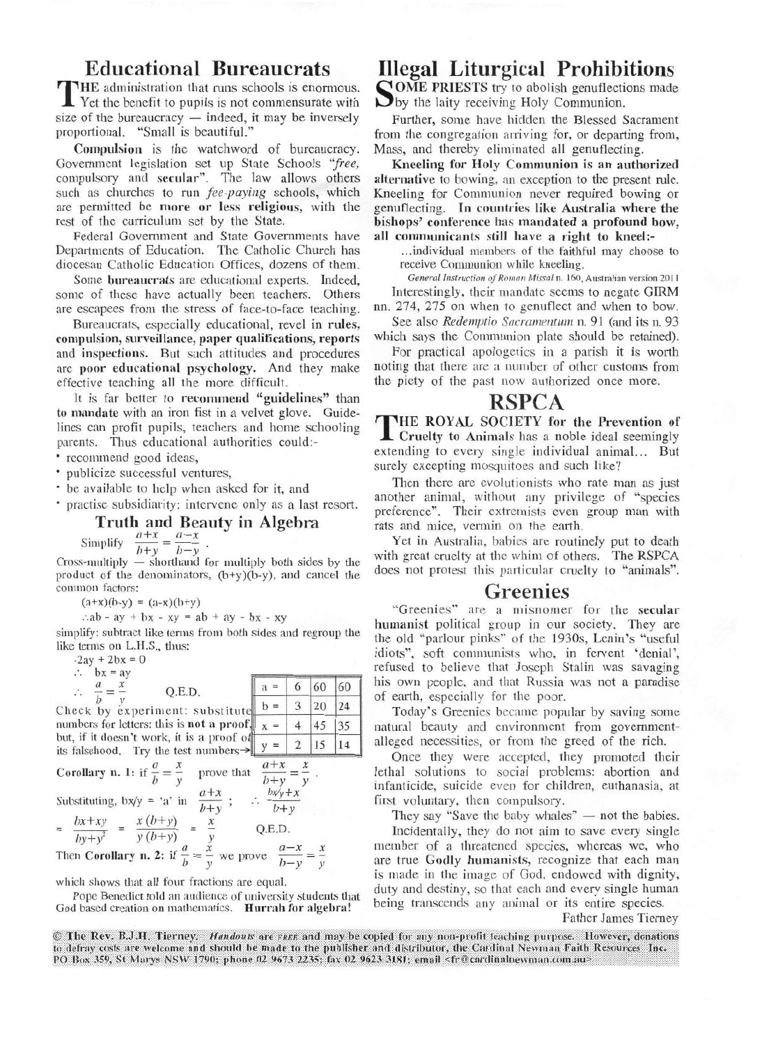## Educational Bureaucrats

**THE** administration that runs schools is enormous. Yet the benefit to pupils is not commensurate with size of the bureaucracy — indeed, it may be inversely proportional. "Small is beautiful."

**Compulsion** is the watchword of bureaucracy. Government legislation set up State Schools *"free,* compulsory and **secular**". The law allows others such as churches to run *fee-paying* schools, which are permitted be **more or less religious**, with the rest of the curriculum set by the State.

Federal Government and State Governments have Departments of Education. The Catholic Church has diocesan Catholic Education Offices, dozens of them.

Some **bureaucrats** are educational experts. Indeed, some of these have actually been teachers. Others are escapees from the stress of face-to-face teaching.

Bureaucrats, especially educational, revel in **rules, compulsion, surveillance, paper qualifications, reports** and **inspections**. But such attitudes and procedures are **poor educational psychology**. And they make effective teaching all the more difficult.

It is far better to **recommend "guidelines"** than to **mandate** with an iron fist in a velvet glove. Guidelines can profit pupils, teachers and home schooling parents. Thus educational authorities could:-

- recommend good ideas,
- publicize successful ventures,
- be available to help when asked for it, and
- practise subsidiarity: intervene only as a last resort.

### Truth and Beauty in Algebra

Simplify $\frac{a+x}{b+y} = \frac{a-x}{b-y}$.

Cross-multiply — shorthand for multiply both sides by the product of the denominators, (b+y)(b-y), and cancel the common factors:

$(a+x)(b-y) = (a-x)(b+y)$

$\therefore ab - ay + bx - xy = ab + ay - bx - xy$

simplify: subtract like terms from both sides and regroup the like terms on L.H.S., thus:

$-2ay + 2bx = 0$

$\therefore\ bx = ay$

$\therefore\ \frac{a}{b} = \frac{x}{y}$ Q.E.D.

Check by experiment: substitute numbers for letters: this is **not a proof**, but, if it doesn't work, it is a proof of its falsehood. Try the test numbers→

| | | | |
|---|---|---|---|
| a = | 6 | 60 | 60 |
| b = | 3 | 20 | 24 |
| x = | 4 | 45 | 35 |
| y = | 2 | 15 | 14 |

**Corollary n. 1**: if $\frac{a}{b} = \frac{x}{y}$ prove that $\frac{a+x}{b+y} = \frac{x}{y}$.

Substituting, bx/y = 'a' in $\frac{a+x}{b+y}$; $\therefore \frac{bx/y+x}{b+y}$

$= \frac{bx+xy}{by+y^2} = \frac{x\,(b+y)}{y\,(b+y)} = \frac{x}{y}$ Q.E.D.

Then **Corollary n. 2**: if $\frac{a}{b} = \frac{x}{y}$ we prove $\frac{a-x}{b-y} = \frac{x}{y}$

which shows that all four fractions are equal.

Pope Benedict told an audience of university students that God based creation on mathematics. **Hurrah for algebra!**

## Illegal Liturgical Prohibitions

**SOME PRIESTS** try to abolish genuflections made by the laity receiving Holy Communion.

Further, some have hidden the Blessed Sacrament from the congregation arriving for, or departing from, Mass, and thereby eliminated all genuflecting.

**Kneeling for Holy Communion is an authorized alternative** to bowing, an exception to the present rule. Kneeling for Communion never required bowing or genuflecting. **In countries like Australia where the bishops' conference has mandated a profound bow, all communicants still have a right to kneel:-**

> ...individual members of the faithful may choose to receive Communion while kneeling.
>
> *General Instruction of Roman Missal* n. 160, Australian version 2011

Interestingly, their mandate seems to negate GIRM nn. 274, 275 on when to genuflect and when to bow.

See also *Redemptio Sacramentum* n. 91 (and its n. 93 which says the Communion plate should be retained).

For practical apologetics in a parish it is worth noting that there are a number of other customs from the piety of the past now authorized once more.

## RSPCA

**THE ROYAL SOCIETY for the Prevention of Cruelty to Animals** has a noble ideal seemingly extending to every single individual animal... But surely excepting mosquitoes and such like?

Then there are evolutionists who rate man as just another animal, without any privilege of "species preference". Their extremists even group man with rats and mice, vermin on the earth.

Yet in Australia, babies are routinely put to death with great cruelty at the whim of others. The RSPCA does not protest this particular cruelty to "animals".

## Greenies

"Greenies" are a misnomer for the **secular** humanist political group in our society. They are the old "parlour pinks" of the 1930s, Lenin's "useful idiots", soft communists who, in fervent 'denial', refused to believe that Joseph Stalin was savaging his own people, and that Russia was not a paradise of earth, especially for the poor.

Today's Greenies became popular by saving some natural beauty and environment from government-alleged necessities, or from the greed of the rich.

Once they were accepted, they promoted their lethal solutions to social problems: abortion and infanticide, suicide even for children, euthanasia, at first voluntary, then compulsory.

They say "Save the baby whales" — not the babies.

Incidentally, they do not aim to save every single member of a threatened species, whereas we, who are true **Godly humanists**, recognize that each man is made in the image of God, endowed with dignity, duty and destiny, so that each and every single human being transcends any animal or its entire species.

Father James Tierney

© The Rev. B.J.H. Tierney. *Handouts* are *FREE* and may be copied for any non-profit teaching purpose. However, donations to defray costs are welcome and should be made to the publisher and distributor, the Cardinal Newman Faith Resources Inc. PO Box 359, St Marys NSW 1790; phone 02 9673 2235; fax 02 9623 3181; email <fr@cardinalnewman.com.au>